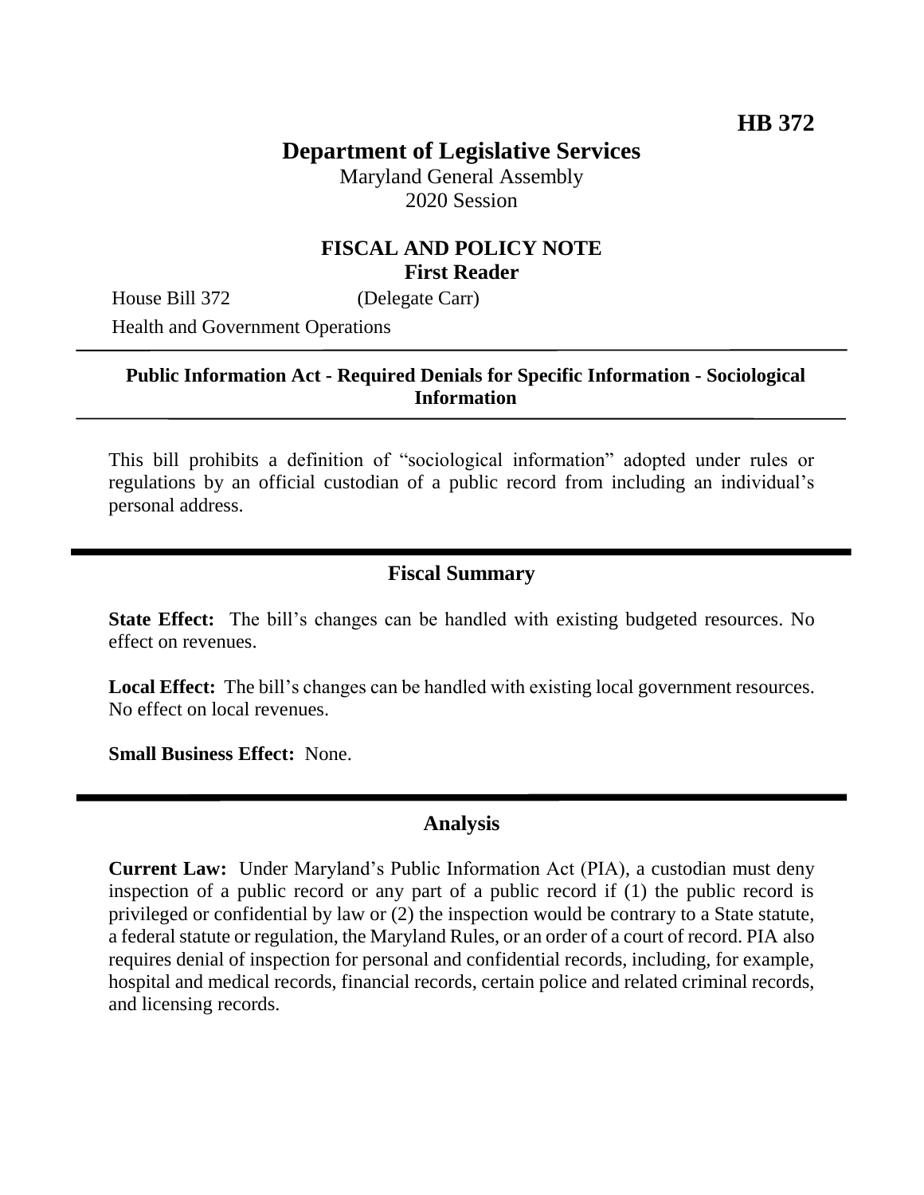**HB 372**

# Department of Legislative Services

Maryland General Assembly
2020 Session

## FISCAL AND POLICY NOTE
**First Reader**

House Bill 372 (Delegate Carr)

Health and Government Operations

---

**Public Information Act - Required Denials for Specific Information - Sociological Information**

---

This bill prohibits a definition of "sociological information" adopted under rules or regulations by an official custodian of a public record from including an individual's personal address.

## Fiscal Summary

**State Effect:** The bill's changes can be handled with existing budgeted resources. No effect on revenues.

**Local Effect:** The bill's changes can be handled with existing local government resources. No effect on local revenues.

**Small Business Effect:** None.

## Analysis

**Current Law:** Under Maryland's Public Information Act (PIA), a custodian must deny inspection of a public record or any part of a public record if (1) the public record is privileged or confidential by law or (2) the inspection would be contrary to a State statute, a federal statute or regulation, the Maryland Rules, or an order of a court of record. PIA also requires denial of inspection for personal and confidential records, including, for example, hospital and medical records, financial records, certain police and related criminal records, and licensing records.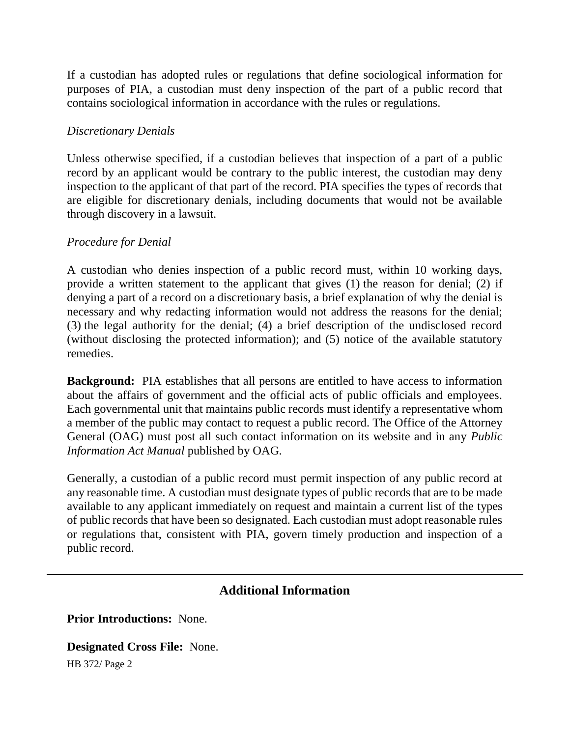If a custodian has adopted rules or regulations that define sociological information for purposes of PIA, a custodian must deny inspection of the part of a public record that contains sociological information in accordance with the rules or regulations.

*Discretionary Denials*

Unless otherwise specified, if a custodian believes that inspection of a part of a public record by an applicant would be contrary to the public interest, the custodian may deny inspection to the applicant of that part of the record. PIA specifies the types of records that are eligible for discretionary denials, including documents that would not be available through discovery in a lawsuit.

*Procedure for Denial*

A custodian who denies inspection of a public record must, within 10 working days, provide a written statement to the applicant that gives (1) the reason for denial; (2) if denying a part of a record on a discretionary basis, a brief explanation of why the denial is necessary and why redacting information would not address the reasons for the denial; (3) the legal authority for the denial; (4) a brief description of the undisclosed record (without disclosing the protected information); and (5) notice of the available statutory remedies.

**Background:** PIA establishes that all persons are entitled to have access to information about the affairs of government and the official acts of public officials and employees. Each governmental unit that maintains public records must identify a representative whom a member of the public may contact to request a public record. The Office of the Attorney General (OAG) must post all such contact information on its website and in any *Public Information Act Manual* published by OAG.

Generally, a custodian of a public record must permit inspection of any public record at any reasonable time. A custodian must designate types of public records that are to be made available to any applicant immediately on request and maintain a current list of the types of public records that have been so designated. Each custodian must adopt reasonable rules or regulations that, consistent with PIA, govern timely production and inspection of a public record.

## Additional Information

**Prior Introductions:** None.

**Designated Cross File:** None.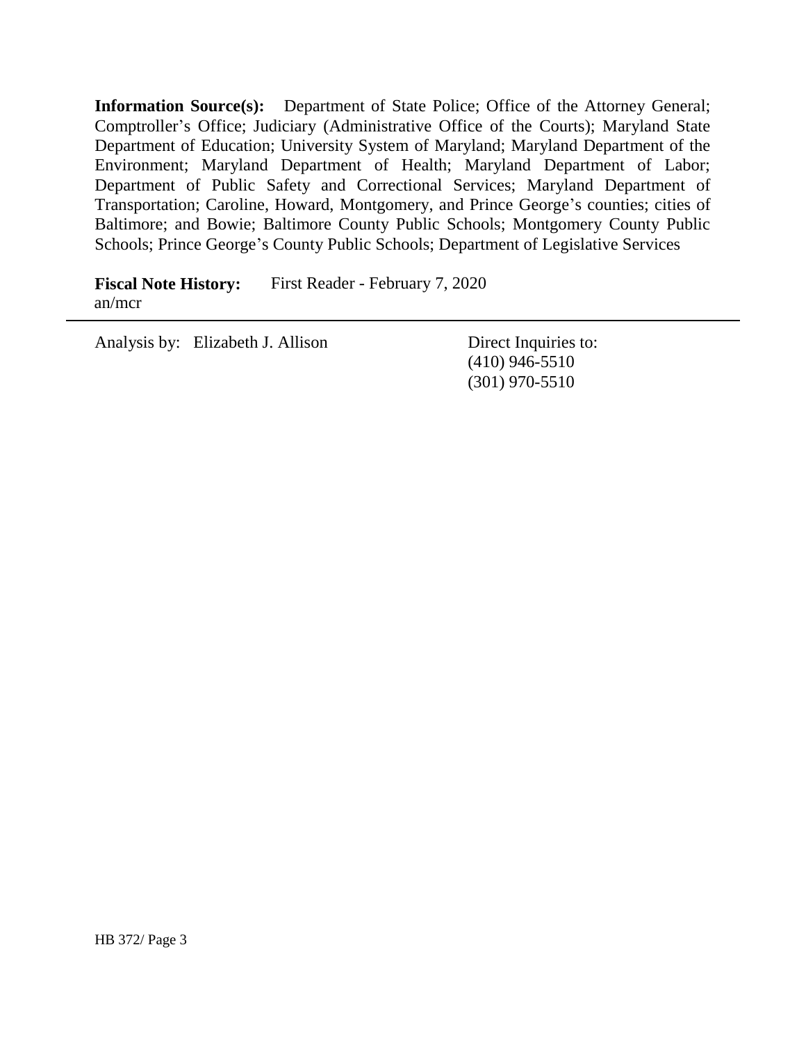**Information Source(s):** Department of State Police; Office of the Attorney General; Comptroller's Office; Judiciary (Administrative Office of the Courts); Maryland State Department of Education; University System of Maryland; Maryland Department of the Environment; Maryland Department of Health; Maryland Department of Labor; Department of Public Safety and Correctional Services; Maryland Department of Transportation; Caroline, Howard, Montgomery, and Prince George's counties; cities of Baltimore; and Bowie; Baltimore County Public Schools; Montgomery County Public Schools; Prince George's County Public Schools; Department of Legislative Services

**Fiscal Note History:** First Reader - February 7, 2020
an/mcr

---

Analysis by: Elizabeth J. Allison

Direct Inquiries to:
(410) 946-5510
(301) 970-5510